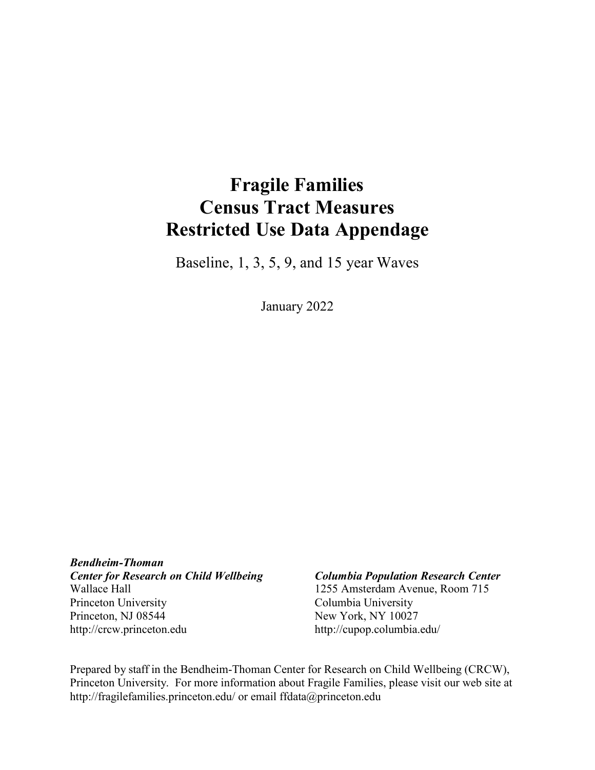# Fragile Families
# Census Tract Measures
# Restricted Use Data Appendage

Baseline, 1, 3, 5, 9, and 15 year Waves

January 2022

***Bendheim-Thoman***
***Center for Research on Child Wellbeing***
Wallace Hall
Princeton University
Princeton, NJ 08544
http://crcw.princeton.edu

***Columbia Population Research Center***
1255 Amsterdam Avenue, Room 715
Columbia University
New York, NY 10027
http://cupop.columbia.edu/

Prepared by staff in the Bendheim-Thoman Center for Research on Child Wellbeing (CRCW), Princeton University. For more information about Fragile Families, please visit our web site at http://fragilefamilies.princeton.edu/ or email ffdata@princeton.edu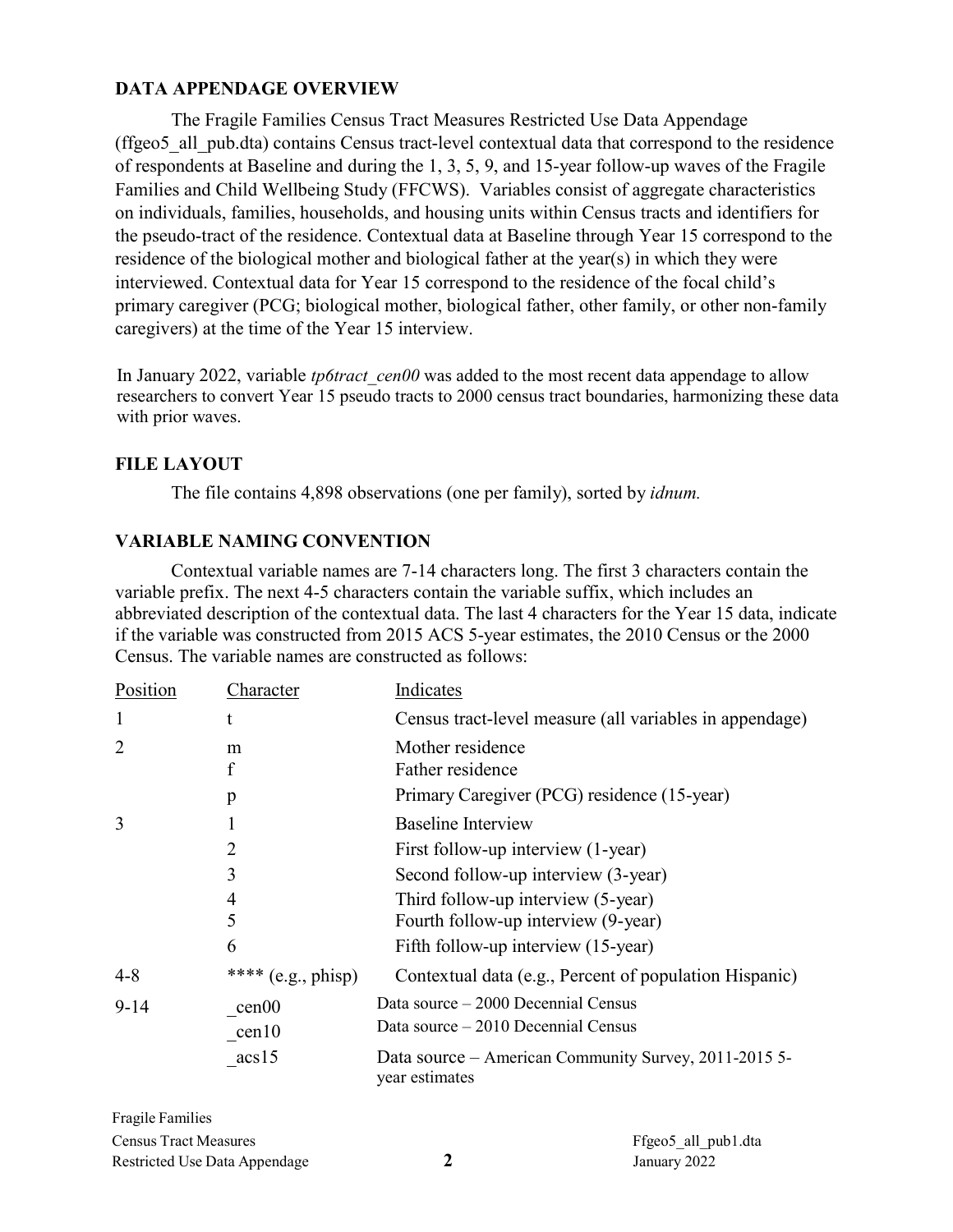## DATA APPENDAGE OVERVIEW

The Fragile Families Census Tract Measures Restricted Use Data Appendage (ffgeo5_all_pub.dta) contains Census tract-level contextual data that correspond to the residence of respondents at Baseline and during the 1, 3, 5, 9, and 15-year follow-up waves of the Fragile Families and Child Wellbeing Study (FFCWS). Variables consist of aggregate characteristics on individuals, families, households, and housing units within Census tracts and identifiers for the pseudo-tract of the residence. Contextual data at Baseline through Year 15 correspond to the residence of the biological mother and biological father at the year(s) in which they were interviewed. Contextual data for Year 15 correspond to the residence of the focal child's primary caregiver (PCG; biological mother, biological father, other family, or other non-family caregivers) at the time of the Year 15 interview.

In January 2022, variable *tp6tract_cen00* was added to the most recent data appendage to allow researchers to convert Year 15 pseudo tracts to 2000 census tract boundaries, harmonizing these data with prior waves.

## FILE LAYOUT

The file contains 4,898 observations (one per family), sorted by *idnum.*

## VARIABLE NAMING CONVENTION

Contextual variable names are 7-14 characters long. The first 3 characters contain the variable prefix. The next 4-5 characters contain the variable suffix, which includes an abbreviated description of the contextual data. The last 4 characters for the Year 15 data, indicate if the variable was constructed from 2015 ACS 5-year estimates, the 2010 Census or the 2000 Census. The variable names are constructed as follows:

| Position | Character | Indicates |
|---|---|---|
| 1 | t | Census tract-level measure (all variables in appendage) |
| 2 | m | Mother residence |
| | f | Father residence |
| | p | Primary Caregiver (PCG) residence (15-year) |
| 3 | 1 | Baseline Interview |
| | 2 | First follow-up interview (1-year) |
| | 3 | Second follow-up interview (3-year) |
| | 4 | Third follow-up interview (5-year) |
| | 5 | Fourth follow-up interview (9-year) |
| | 6 | Fifth follow-up interview (15-year) |
| 4-8 | **** (e.g., phisp) | Contextual data (e.g., Percent of population Hispanic) |
| 9-14 | _cen00 | Data source – 2000 Decennial Census |
| | _cen10 | Data source – 2010 Decennial Census |
| | _acs15 | Data source – American Community Survey, 2011-2015 5-year estimates |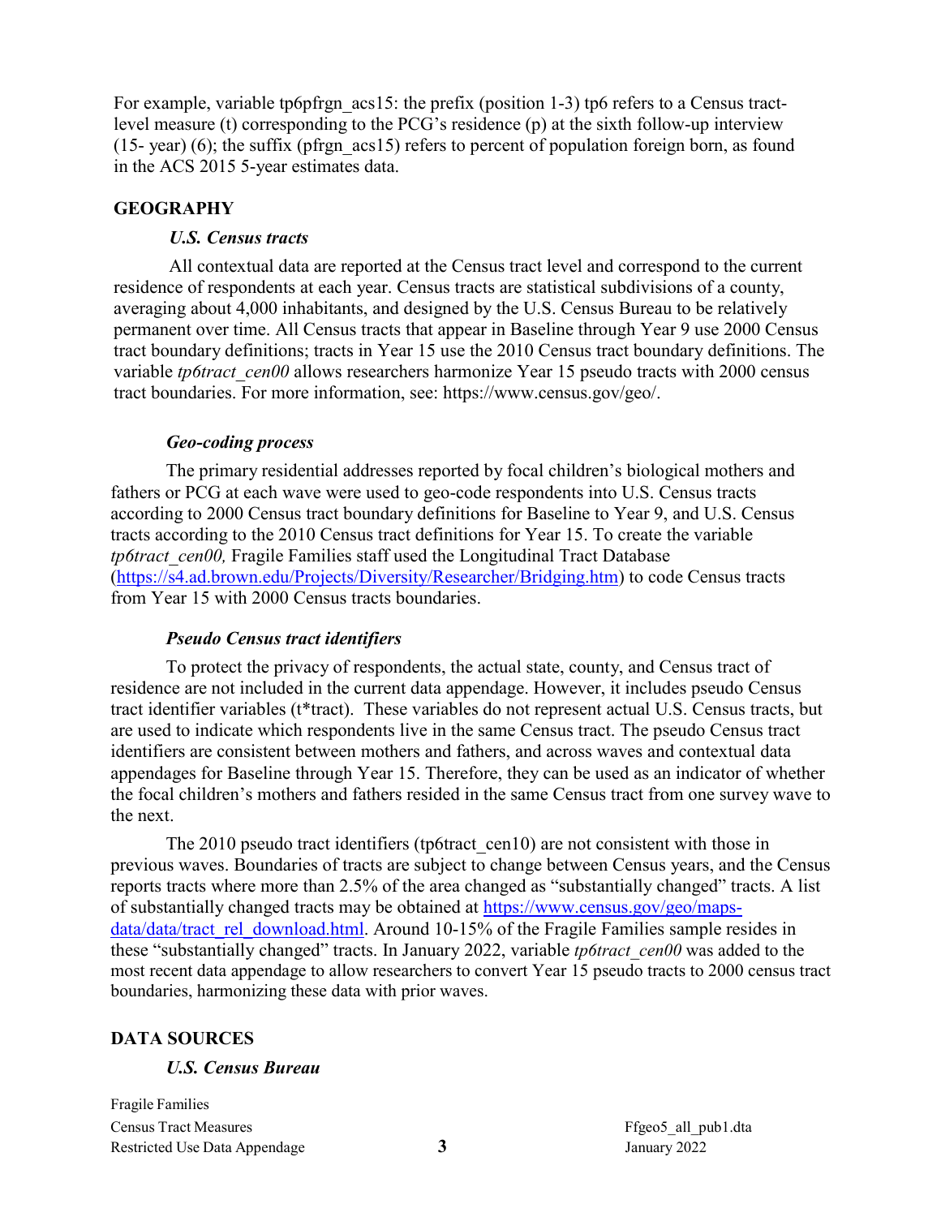For example, variable tp6pfrgn_acs15: the prefix (position 1-3) tp6 refers to a Census tract-level measure (t) corresponding to the PCG's residence (p) at the sixth follow-up interview (15- year) (6); the suffix (pfrgn_acs15) refers to percent of population foreign born, as found in the ACS 2015 5-year estimates data.

## GEOGRAPHY

### *U.S. Census tracts*

All contextual data are reported at the Census tract level and correspond to the current residence of respondents at each year. Census tracts are statistical subdivisions of a county, averaging about 4,000 inhabitants, and designed by the U.S. Census Bureau to be relatively permanent over time. All Census tracts that appear in Baseline through Year 9 use 2000 Census tract boundary definitions; tracts in Year 15 use the 2010 Census tract boundary definitions. The variable *tp6tract_cen00* allows researchers harmonize Year 15 pseudo tracts with 2000 census tract boundaries. For more information, see: https://www.census.gov/geo/.

### *Geo-coding process*

The primary residential addresses reported by focal children's biological mothers and fathers or PCG at each wave were used to geo-code respondents into U.S. Census tracts according to 2000 Census tract boundary definitions for Baseline to Year 9, and U.S. Census tracts according to the 2010 Census tract definitions for Year 15. To create the variable *tp6tract_cen00,* Fragile Families staff used the Longitudinal Tract Database (https://s4.ad.brown.edu/Projects/Diversity/Researcher/Bridging.htm) to code Census tracts from Year 15 with 2000 Census tracts boundaries.

### *Pseudo Census tract identifiers*

To protect the privacy of respondents, the actual state, county, and Census tract of residence are not included in the current data appendage. However, it includes pseudo Census tract identifier variables (t*tract). These variables do not represent actual U.S. Census tracts, but are used to indicate which respondents live in the same Census tract. The pseudo Census tract identifiers are consistent between mothers and fathers, and across waves and contextual data appendages for Baseline through Year 15. Therefore, they can be used as an indicator of whether the focal children's mothers and fathers resided in the same Census tract from one survey wave to the next.

The 2010 pseudo tract identifiers (tp6tract_cen10) are not consistent with those in previous waves. Boundaries of tracts are subject to change between Census years, and the Census reports tracts where more than 2.5% of the area changed as "substantially changed" tracts. A list of substantially changed tracts may be obtained at https://www.census.gov/geo/maps-data/data/tract_rel_download.html. Around 10-15% of the Fragile Families sample resides in these "substantially changed" tracts. In January 2022, variable *tp6tract_cen00* was added to the most recent data appendage to allow researchers to convert Year 15 pseudo tracts to 2000 census tract boundaries, harmonizing these data with prior waves.

## DATA SOURCES

### *U.S. Census Bureau*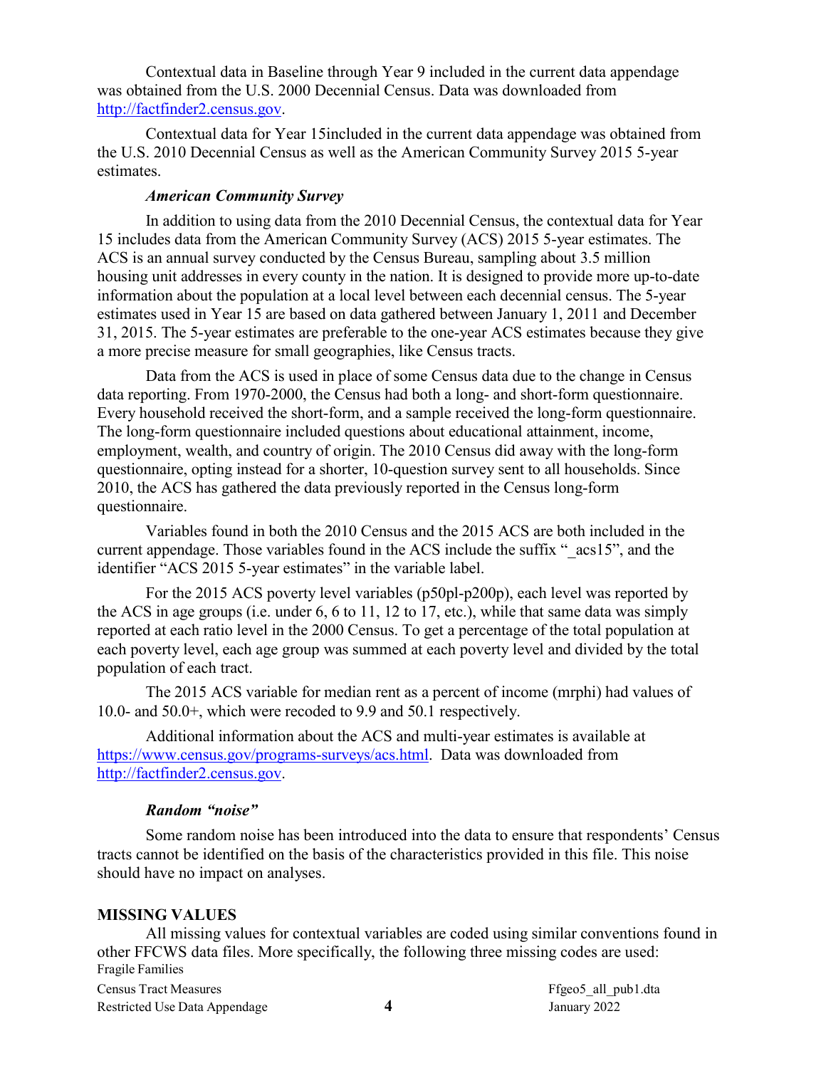Contextual data in Baseline through Year 9 included in the current data appendage was obtained from the U.S. 2000 Decennial Census. Data was downloaded from http://factfinder2.census.gov.

Contextual data for Year 15included in the current data appendage was obtained from the U.S. 2010 Decennial Census as well as the American Community Survey 2015 5-year estimates.

### *American Community Survey*

In addition to using data from the 2010 Decennial Census, the contextual data for Year 15 includes data from the American Community Survey (ACS) 2015 5-year estimates. The ACS is an annual survey conducted by the Census Bureau, sampling about 3.5 million housing unit addresses in every county in the nation. It is designed to provide more up-to-date information about the population at a local level between each decennial census. The 5-year estimates used in Year 15 are based on data gathered between January 1, 2011 and December 31, 2015. The 5-year estimates are preferable to the one-year ACS estimates because they give a more precise measure for small geographies, like Census tracts.

Data from the ACS is used in place of some Census data due to the change in Census data reporting. From 1970-2000, the Census had both a long- and short-form questionnaire. Every household received the short-form, and a sample received the long-form questionnaire. The long-form questionnaire included questions about educational attainment, income, employment, wealth, and country of origin. The 2010 Census did away with the long-form questionnaire, opting instead for a shorter, 10-question survey sent to all households. Since 2010, the ACS has gathered the data previously reported in the Census long-form questionnaire.

Variables found in both the 2010 Census and the 2015 ACS are both included in the current appendage. Those variables found in the ACS include the suffix "_acs15", and the identifier "ACS 2015 5-year estimates" in the variable label.

For the 2015 ACS poverty level variables (p50pl-p200p), each level was reported by the ACS in age groups (i.e. under 6, 6 to 11, 12 to 17, etc.), while that same data was simply reported at each ratio level in the 2000 Census. To get a percentage of the total population at each poverty level, each age group was summed at each poverty level and divided by the total population of each tract.

The 2015 ACS variable for median rent as a percent of income (mrphi) had values of 10.0- and 50.0+, which were recoded to 9.9 and 50.1 respectively.

Additional information about the ACS and multi-year estimates is available at https://www.census.gov/programs-surveys/acs.html. Data was downloaded from http://factfinder2.census.gov.

### *Random "noise"*

Some random noise has been introduced into the data to ensure that respondents' Census tracts cannot be identified on the basis of the characteristics provided in this file. This noise should have no impact on analyses.

## MISSING VALUES

All missing values for contextual variables are coded using similar conventions found in other FFCWS data files. More specifically, the following three missing codes are used: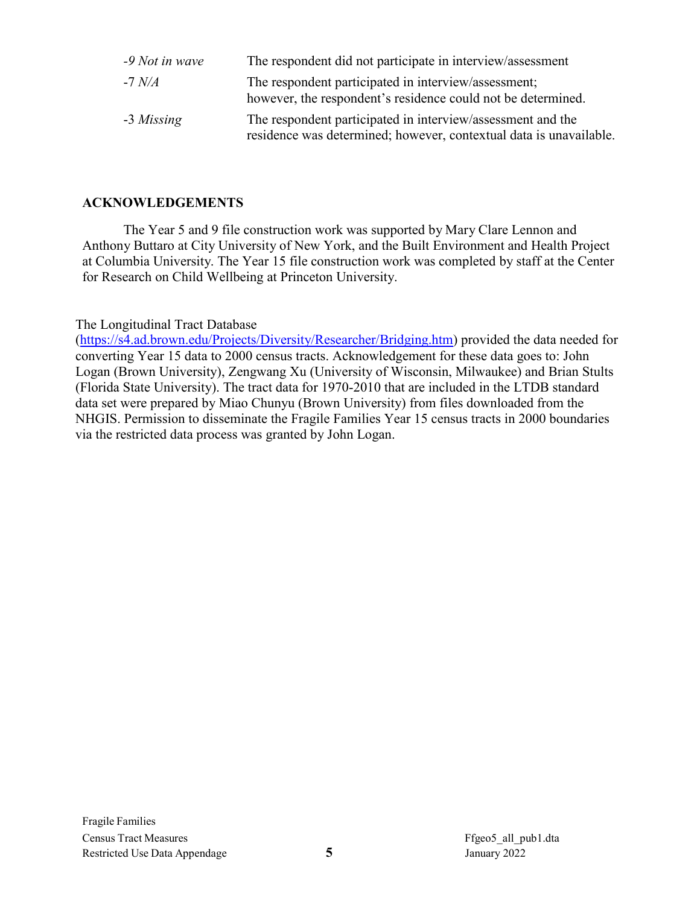| | |
|---|---|
| *-9 Not in wave* | The respondent did not participate in interview/assessment |
| -7 *N/A* | The respondent participated in interview/assessment; however, the respondent's residence could not be determined. |
| -3 *Missing* | The respondent participated in interview/assessment and the residence was determined; however, contextual data is unavailable. |

## ACKNOWLEDGEMENTS

The Year 5 and 9 file construction work was supported by Mary Clare Lennon and Anthony Buttaro at City University of New York, and the Built Environment and Health Project at Columbia University. The Year 15 file construction work was completed by staff at the Center for Research on Child Wellbeing at Princeton University.

The Longitudinal Tract Database (https://s4.ad.brown.edu/Projects/Diversity/Researcher/Bridging.htm) provided the data needed for converting Year 15 data to 2000 census tracts. Acknowledgement for these data goes to: John Logan (Brown University), Zengwang Xu (University of Wisconsin, Milwaukee) and Brian Stults (Florida State University). The tract data for 1970-2010 that are included in the LTDB standard data set were prepared by Miao Chunyu (Brown University) from files downloaded from the NHGIS. Permission to disseminate the Fragile Families Year 15 census tracts in 2000 boundaries via the restricted data process was granted by John Logan.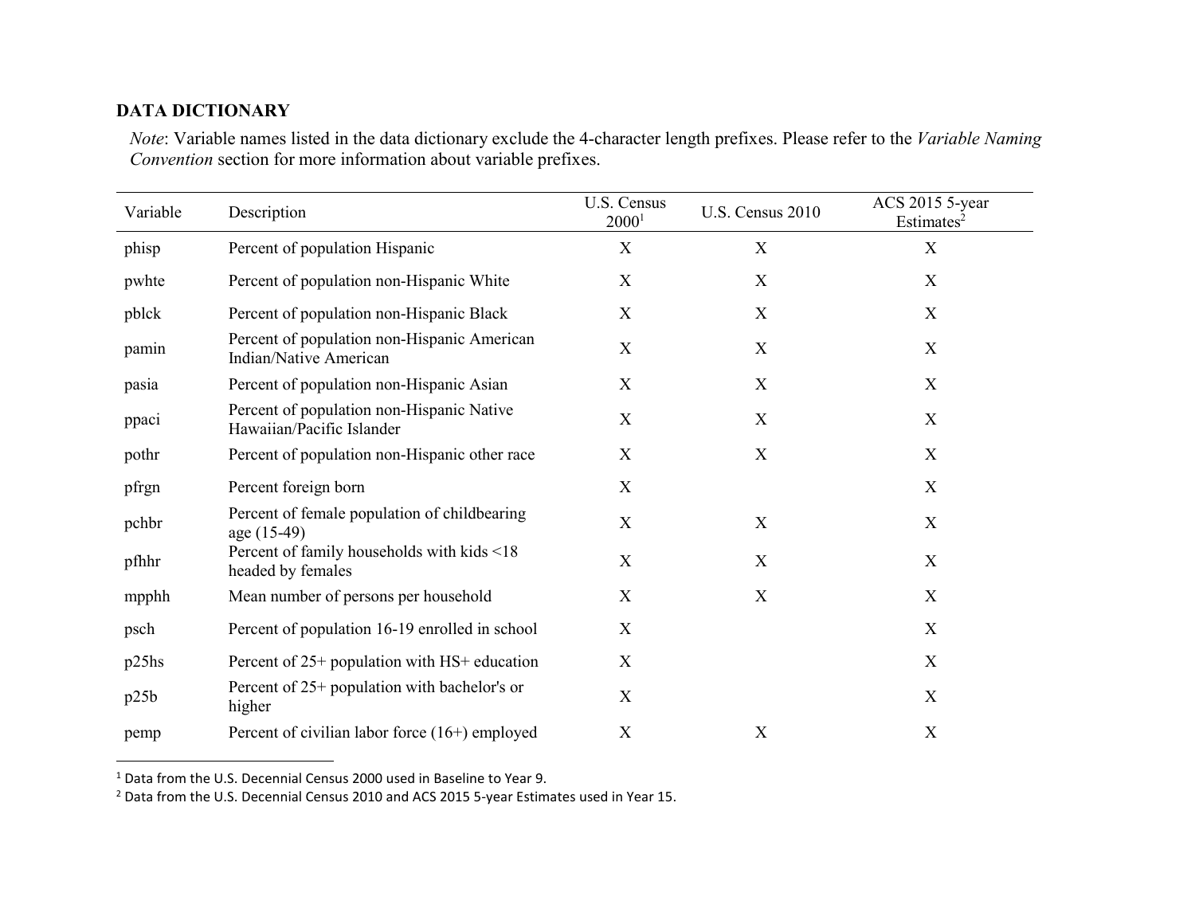## DATA DICTIONARY

*Note*: Variable names listed in the data dictionary exclude the 4-character length prefixes. Please refer to the *Variable Naming Convention* section for more information about variable prefixes.

| Variable | Description | U.S. Census 2000[1] | U.S. Census 2010 | ACS 2015 5-year Estimates[2] |
|---|---|---|---|---|
| phisp | Percent of population Hispanic | X | X | X |
| pwhte | Percent of population non-Hispanic White | X | X | X |
| pblck | Percent of population non-Hispanic Black | X | X | X |
| pamin | Percent of population non-Hispanic American Indian/Native American | X | X | X |
| pasia | Percent of population non-Hispanic Asian | X | X | X |
| ppaci | Percent of population non-Hispanic Native Hawaiian/Pacific Islander | X | X | X |
| pothr | Percent of population non-Hispanic other race | X | X | X |
| pfrgn | Percent foreign born | X | | X |
| pchbr | Percent of female population of childbearing age (15-49) | X | X | X |
| pfhhr | Percent of family households with kids <18 headed by females | X | X | X |
| mpphh | Mean number of persons per household | X | X | X |
| psch | Percent of population 16-19 enrolled in school | X | | X |
| p25hs | Percent of 25+ population with HS+ education | X | | X |
| p25b | Percent of 25+ population with bachelor's or higher | X | | X |
| pemp | Percent of civilian labor force (16+) employed | X | X | X |

[1] Data from the U.S. Decennial Census 2000 used in Baseline to Year 9.

[2] Data from the U.S. Decennial Census 2010 and ACS 2015 5-year Estimates used in Year 15.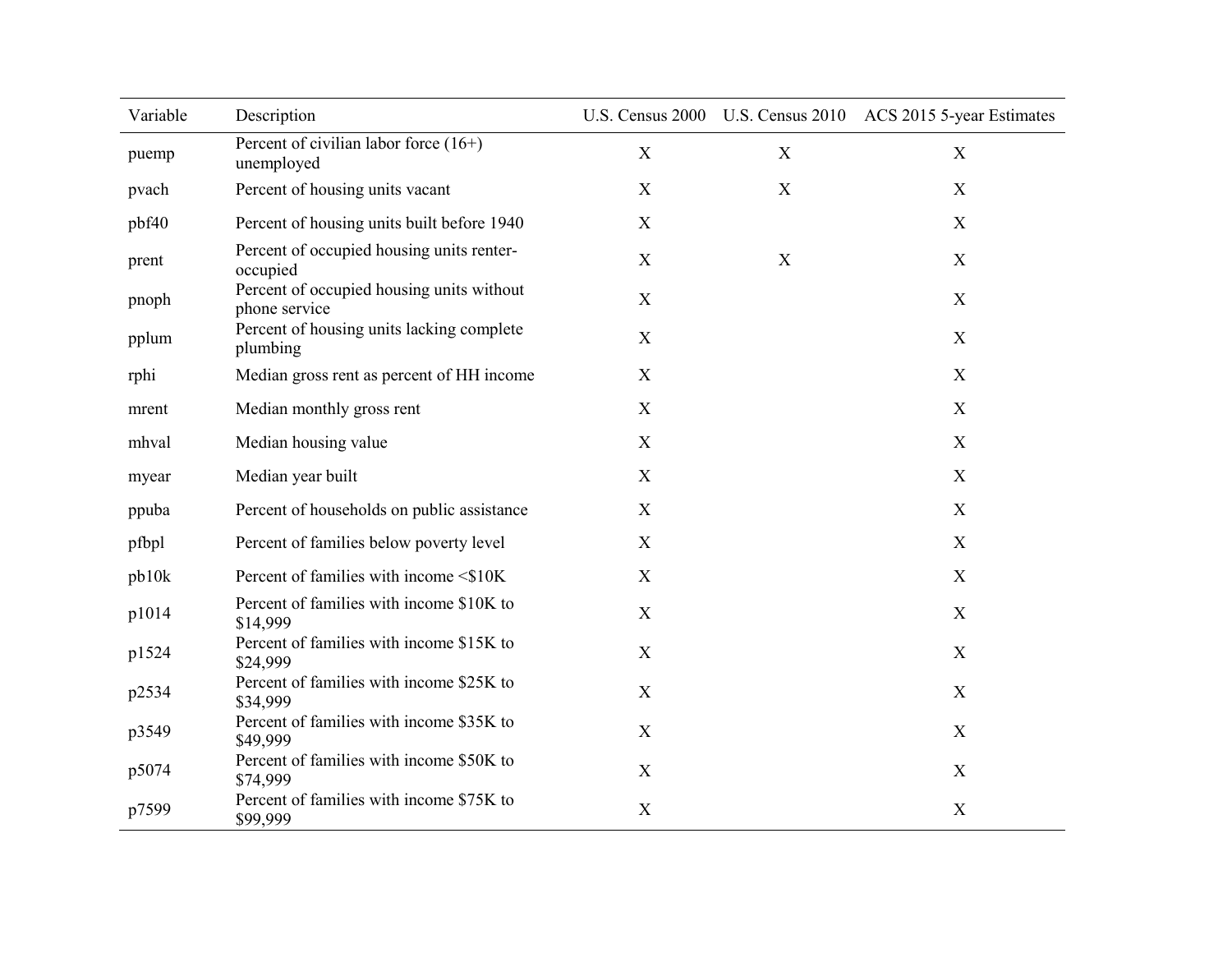| Variable | Description | U.S. Census 2000 | U.S. Census 2010 | ACS 2015 5-year Estimates |
|---|---|---|---|---|
| puemp | Percent of civilian labor force (16+) unemployed | X | X | X |
| pvach | Percent of housing units vacant | X | X | X |
| pbf40 | Percent of housing units built before 1940 | X | | X |
| prent | Percent of occupied housing units renter-occupied | X | X | X |
| pnoph | Percent of occupied housing units without phone service | X | | X |
| pplum | Percent of housing units lacking complete plumbing | X | | X |
| rphi | Median gross rent as percent of HH income | X | | X |
| mrent | Median monthly gross rent | X | | X |
| mhval | Median housing value | X | | X |
| myear | Median year built | X | | X |
| ppuba | Percent of households on public assistance | X | | X |
| pfbpl | Percent of families below poverty level | X | | X |
| pb10k | Percent of families with income <$10K | X | | X |
| p1014 | Percent of families with income $10K to $14,999 | X | | X |
| p1524 | Percent of families with income $15K to $24,999 | X | | X |
| p2534 | Percent of families with income $25K to $34,999 | X | | X |
| p3549 | Percent of families with income $35K to $49,999 | X | | X |
| p5074 | Percent of families with income $50K to $74,999 | X | | X |
| p7599 | Percent of families with income $75K to $99,999 | X | | X |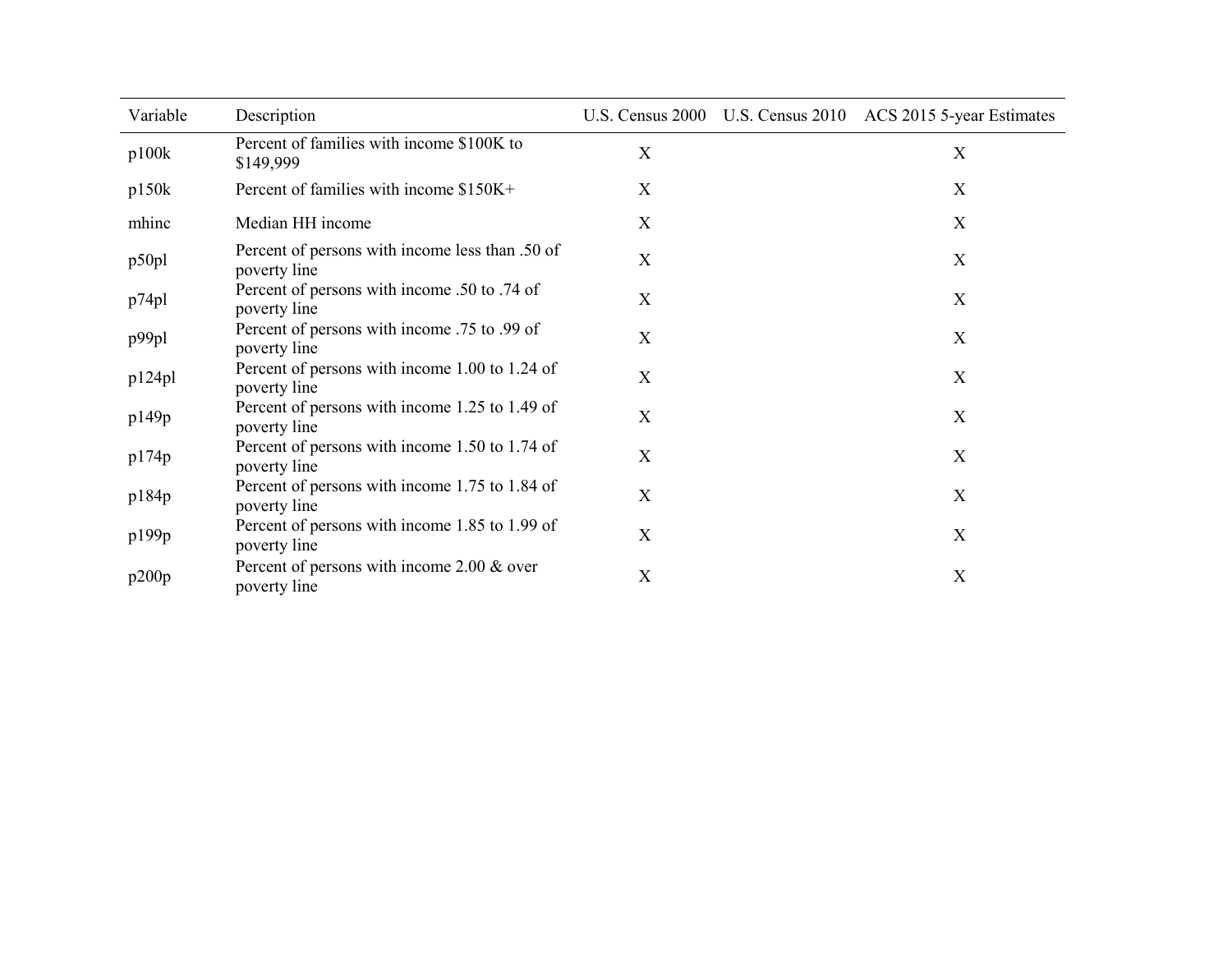| Variable | Description | U.S. Census 2000 | U.S. Census 2010 | ACS 2015 5-year Estimates |
|---|---|---|---|---|
| p100k | Percent of families with income $100K to $149,999 | X | | X |
| p150k | Percent of families with income $150K+ | X | | X |
| mhinc | Median HH income | X | | X |
| p50pl | Percent of persons with income less than .50 of poverty line | X | | X |
| p74pl | Percent of persons with income .50 to .74 of poverty line | X | | X |
| p99pl | Percent of persons with income .75 to .99 of poverty line | X | | X |
| p124pl | Percent of persons with income 1.00 to 1.24 of poverty line | X | | X |
| p149p | Percent of persons with income 1.25 to 1.49 of poverty line | X | | X |
| p174p | Percent of persons with income 1.50 to 1.74 of poverty line | X | | X |
| p184p | Percent of persons with income 1.75 to 1.84 of poverty line | X | | X |
| p199p | Percent of persons with income 1.85 to 1.99 of poverty line | X | | X |
| p200p | Percent of persons with income 2.00 & over poverty line | X | | X |